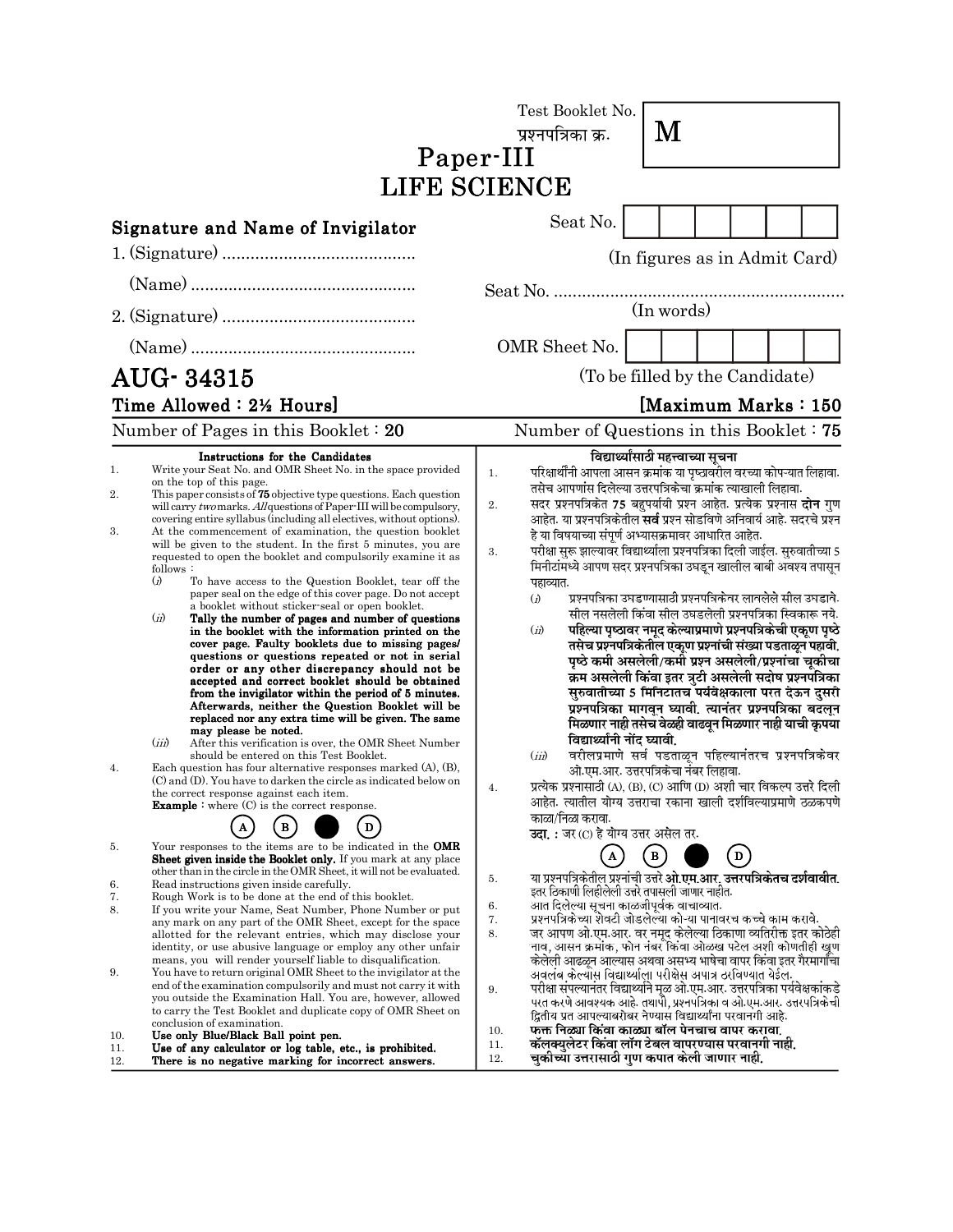Test Booklet No.
प्रश्नपत्रिका क्र. **M**

# Paper-III
# LIFE SCIENCE

**Signature and Name of Invigilator**

1. (Signature) .........................................

   (Name) ................................................

2. (Signature) .........................................

   (Name) ................................................

Seat No. | | | | | | | |

(In figures as in Admit Card)

Seat No. ..............................................................

(In words)

OMR Sheet No. | | | | | | | |

(To be filled by the Candidate)

## AUG- 34315

**Time Allowed : 2½ Hours]** **[Maximum Marks : 150**

Number of Pages in this Booklet : **20** Number of Questions in this Booklet : **75**

### Instructions for the Candidates

1. Write your Seat No. and OMR Sheet No. in the space provided on the top of this page.
2. This paper consists of **75** objective type questions. Each question will carry *two* marks. *All* questions of Paper-III will be compulsory, covering entire syllabus (including all electives, without options).
3. At the commencement of examination, the question booklet will be given to the student. In the first 5 minutes, you are requested to open the booklet and compulsorily examine it as follows :
   (*i*) To have access to the Question Booklet, tear off the paper seal on the edge of this cover page. Do not accept a booklet without sticker-seal or open booklet.
   (*ii*) **Tally the number of pages and number of questions in the booklet with the information printed on the cover page. Faulty booklets due to missing pages/ questions or questions repeated or not in serial order or any other discrepancy should not be accepted and correct booklet should be obtained from the invigilator within the period of 5 minutes. Afterwards, neither the Question Booklet will be replaced nor any extra time will be given. The same may please be noted.**
   (*iii*) After this verification is over, the OMR Sheet Number should be entered on this Test Booklet.
4. Each question has four alternative responses marked (A), (B), (C) and (D). You have to darken the circle as indicated below on the correct response against each item.
   **Example :** where (C) is the correct response.
   (A) (B) ● (D)
5. Your responses to the items are to be indicated in the **OMR Sheet given inside the Booklet only.** If you mark at any place other than in the circle in the OMR Sheet, it will not be evaluated.
6. Read instructions given inside carefully.
7. Rough Work is to be done at the end of this booklet.
8. If you write your Name, Seat Number, Phone Number or put any mark on any part of the OMR Sheet, except for the space allotted for the relevant entries, which may disclose your identity, or use abusive language or employ any other unfair means, you will render yourself liable to disqualification.
9. You have to return original OMR Sheet to the invigilator at the end of the examination compulsorily and must not carry it with you outside the Examination Hall. You are, however, allowed to carry the Test Booklet and duplicate copy of OMR Sheet on conclusion of examination.
10. **Use only Blue/Black Ball point pen.**
11. **Use of any calculator or log table, etc., is prohibited.**
12. **There is no negative marking for incorrect answers.**

### विद्यार्थ्यांसाठी महत्त्वाच्या सूचना

1. परिक्षार्थींनी आपला आसन क्रमांक या पृष्ठावरील वरच्या कोपऱ्यात लिहावा. तसेच आपणांस दिलेल्या उत्तरपत्रिकेचा क्रमांक त्याखाली लिहावा.
2. सदर प्रश्नपत्रिकेत 75 बहुपर्यायी प्रश्न आहेत. प्रत्येक प्रश्नास **दोन** गुण आहेत. या प्रश्नपत्रिकेतील **सर्व** प्रश्न सोडविणे अनिवार्य आहे. सदरचे प्रश्न हे या विषयाच्या संपूर्ण अभ्यासक्रमावर आधारित आहेत.
3. परीक्षा सुरू झाल्यावर विद्यार्थ्याला प्रश्नपत्रिका दिली जाईल. सुरुवातीच्या 5 मिनीटांमध्ये आपण सदर प्रश्नपत्रिका उघडून खालील बाबी अवश्य तपासून पहाव्यात.
   (*i*) प्रश्नपत्रिका उघडण्यासाठी प्रश्नपत्रिकेवर लावलेले सील उघडावे. सील नसलेली किंवा सील उघडलेली प्रश्नपत्रिका स्विकारू नये.
   (*ii*) **पहिल्या पृष्ठावर नमूद केल्याप्रमाणे प्रश्नपत्रिकेची एकूण पृष्ठे तसेच प्रश्नपत्रिकेतील एकूण प्रश्नांची संख्या पडताळून पहावी. पृष्ठे कमी असलेली/कमी प्रश्न असलेली/प्रश्नांचा चूकीचा क्रम असलेली किंवा इतर त्रुटी असलेली सदोष प्रश्नपत्रिका सुरुवातीच्या 5 मिनिटातच पर्यवेक्षकाला परत देऊन दुसरी प्रश्नपत्रिका मागवून घ्यावी. त्यानंतर प्रश्नपत्रिका बदलून मिळणार नाही तसेच वेळही वाढवून मिळणार नाही याची कृपया विद्यार्थ्यांनी नोंद घ्यावी.**
   (*iii*) वरीलप्रमाणे सर्व पडताळून पहिल्यानंतरच प्रश्नपत्रिकेवर ओ.एम.आर. उत्तरपत्रिकेचा नंबर लिहावा.
4. प्रत्येक प्रश्नासाठी (A), (B), (C) आणि (D) अशी चार विकल्प उत्तरे दिली आहेत. त्यातील योग्य उत्तराचा रकाना खाली दर्शविल्याप्रमाणे ठळकपणे काळा/निळा करावा.
   **उदा. :** जर (C) हे योग्य उत्तर असेल तर.
   (A) (B) ● (D)
5. या प्रश्नपत्रिकेतील प्रश्नांची उत्तरे **ओ.एम.आर. उत्तरपत्रिकेतच दर्शवावीत.** इतर ठिकाणी लिहिलेली उत्तरे तपासली जाणार नाहीत.
6. आत दिलेल्या सूचना काळजीपूर्वक वाचाव्यात.
7. प्रश्नपत्रिकेच्या शेवटी जोडलेल्या कोऱ्या पानावरच कच्चे काम करावे.
8. जर आपण ओ.एम.आर. वर नमूद केलेल्या ठिकाणा व्यतिरीक्त इतर कोठेही नाव, आसन क्रमांक, फोन नंबर किंवा ओळख पटेल अशी कोणतीही खूण केलेली आढळून आल्यास अथवा असभ्य भाषेचा वापर किंवा इतर गैरमार्गांचा अवलंब केल्यास विद्यार्थ्याला परीक्षेस अपात्र ठरविण्यात येईल.
9. परीक्षा संपल्यानंतर विद्यार्थ्याने मूळ ओ.एम.आर. उत्तरपत्रिका पर्यवेक्षकांकडे परत करणे आवश्यक आहे. तथापी, प्रश्नपत्रिका व ओ.एम.आर. उत्तरपत्रिकेची द्वितीय प्रत आपल्याबरोबर नेण्यास विद्यार्थ्यांना परवानगी आहे.
10. **फक्त निळ्या किंवा काळ्या बॉल पेनचाच वापर करावा.**
11. **कॅलक्युलेटर किंवा लॉग टेबल वापरण्यास परवानगी नाही.**
12. **चुकीच्या उत्तरासाठी गुण कपात केली जाणार नाही.**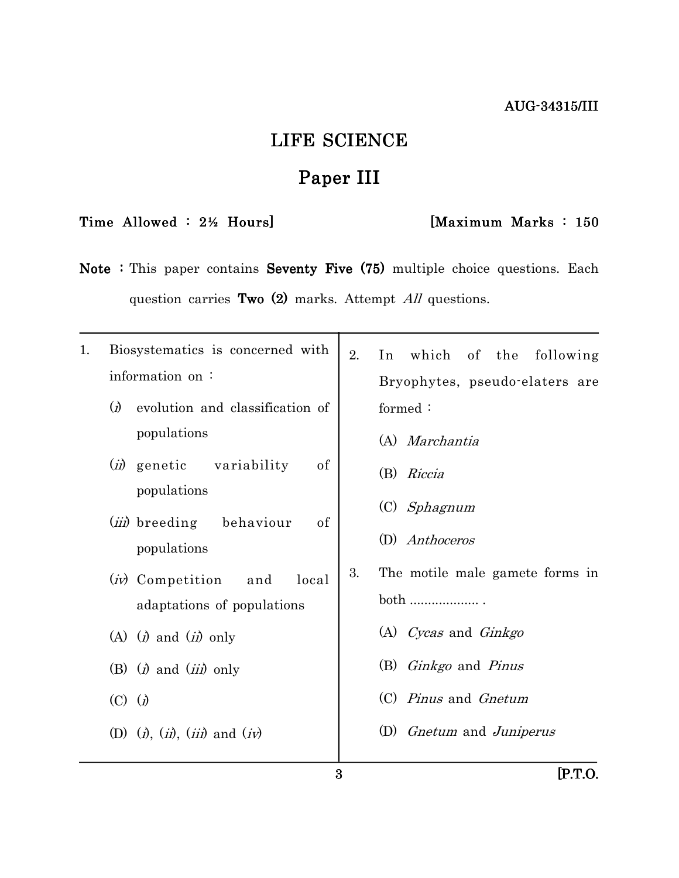AUG-34315/III

# LIFE SCIENCE

## Paper III

**Time Allowed : 2½ Hours]** **[Maximum Marks : 150**

**Note :** This paper contains **Seventy Five (75)** multiple choice questions. Each question carries **Two (2)** marks. Attempt *All* questions.

1. Biosystematics is concerned with information on :

   (*i*) evolution and classification of populations

   (*ii*) genetic variability of populations

   (*iii*) breeding behaviour of populations

   (*iv*) Competition and local adaptations of populations

   (A) (*i*) and (*ii*) only

   (B) (*i*) and (*iii*) only

   (C) (*i*)

   (D) (*i*), (*ii*), (*iii*) and (*iv*)

2. In which of the following Bryophytes, pseudo-elaters are formed :

   (A) *Marchantia*

   (B) *Riccia*

   (C) *Sphagnum*

   (D) *Anthoceros*

3. The motile male gamete forms in both .................. .

   (A) *Cycas* and *Ginkgo*

   (B) *Ginkgo* and *Pinus*

   (C) *Pinus* and *Gnetum*

   (D) *Gnetum* and *Juniperus*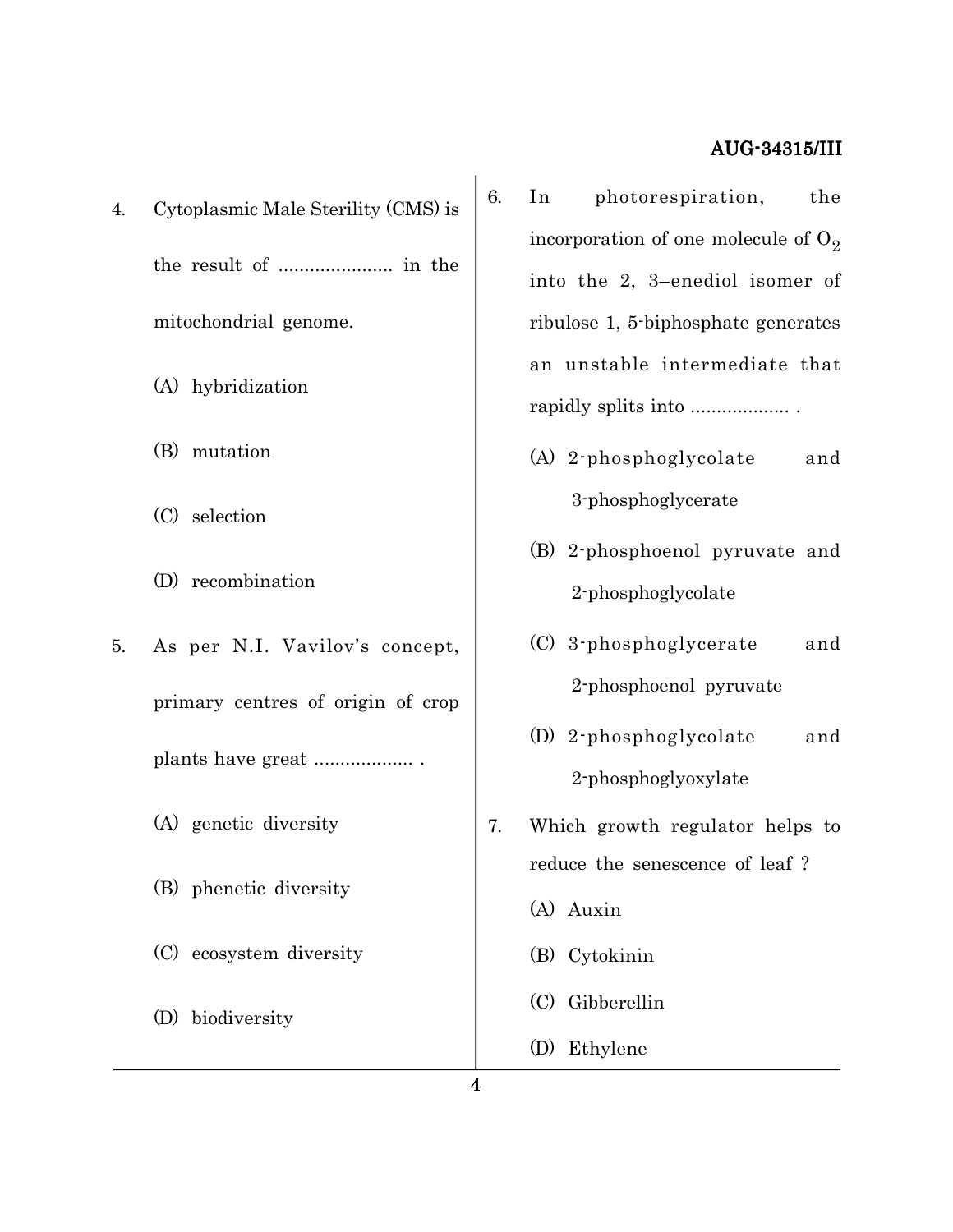4. Cytoplasmic Male Sterility (CMS) is the result of ..................... in the mitochondrial genome.

   (A) hybridization

   (B) mutation

   (C) selection

   (D) recombination

5. As per N.I. Vavilov's concept, primary centres of origin of crop plants have great .................. .

   (A) genetic diversity

   (B) phenetic diversity

   (C) ecosystem diversity

   (D) biodiversity

6. In photorespiration, the incorporation of one molecule of $O_2$ into the 2, 3–enediol isomer of ribulose 1, 5-biphosphate generates an unstable intermediate that rapidly splits into .................. .

   (A) 2-phosphoglycolate and 3-phosphoglycerate

   (B) 2-phosphoenol pyruvate and 2-phosphoglycolate

   (C) 3-phosphoglycerate and 2-phosphoenol pyruvate

   (D) 2-phosphoglycolate and 2-phosphoglyoxylate

7. Which growth regulator helps to reduce the senescence of leaf ?

   (A) Auxin

   (B) Cytokinin

   (C) Gibberellin

   (D) Ethylene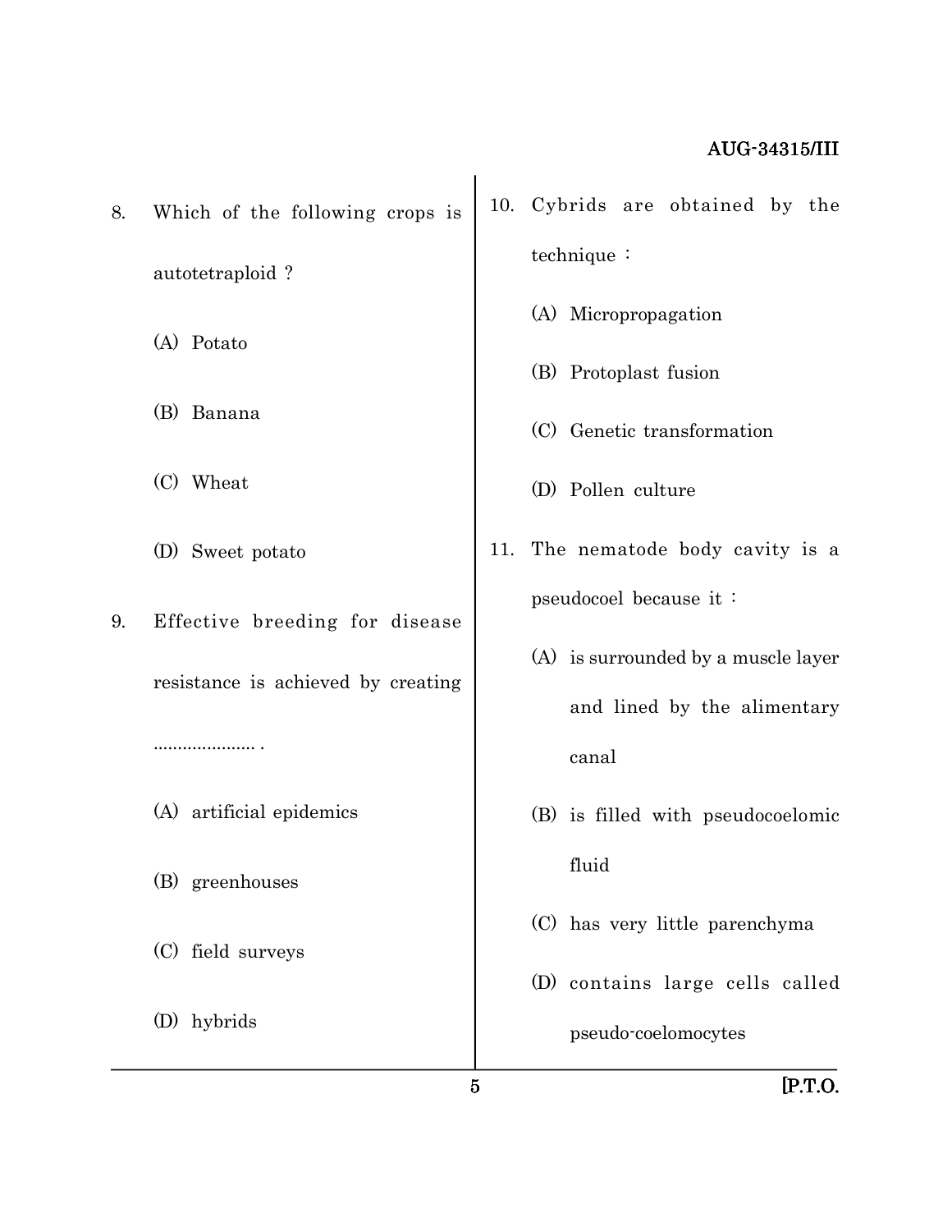8. Which of the following crops is autotetraploid ?

(A) Potato

(B) Banana

(C) Wheat

(D) Sweet potato

9. Effective breeding for disease resistance is achieved by creating ..................... .

(A) artificial epidemics

(B) greenhouses

(C) field surveys

(D) hybrids

10. Cybrids are obtained by the technique :

(A) Micropropagation

(B) Protoplast fusion

(C) Genetic transformation

(D) Pollen culture

11. The nematode body cavity is a pseudocoel because it :

(A) is surrounded by a muscle layer and lined by the alimentary canal

(B) is filled with pseudocoelomic fluid

(C) has very little parenchyma

(D) contains large cells called pseudo-coelomocytes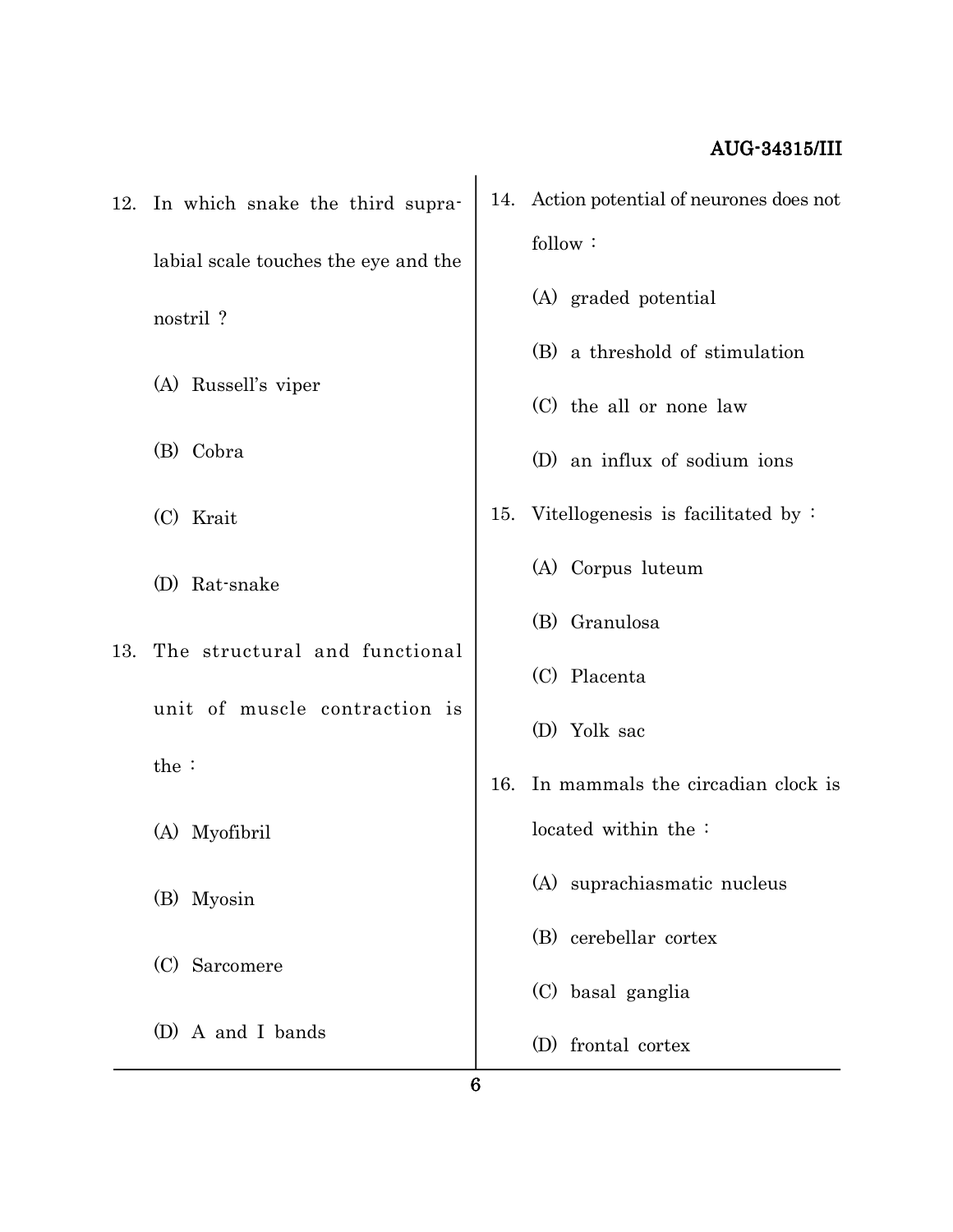12. In which snake the third supra-labial scale touches the eye and the nostril ?

    (A) Russell's viper

    (B) Cobra

    (C) Krait

    (D) Rat-snake

13. The structural and functional unit of muscle contraction is the :

    (A) Myofibril

    (B) Myosin

    (C) Sarcomere

    (D) A and I bands

14. Action potential of neurones does not follow :

    (A) graded potential

    (B) a threshold of stimulation

    (C) the all or none law

    (D) an influx of sodium ions

15. Vitellogenesis is facilitated by :

    (A) Corpus luteum

    (B) Granulosa

    (C) Placenta

    (D) Yolk sac

16. In mammals the circadian clock is located within the :

    (A) suprachiasmatic nucleus

    (B) cerebellar cortex

    (C) basal ganglia

    (D) frontal cortex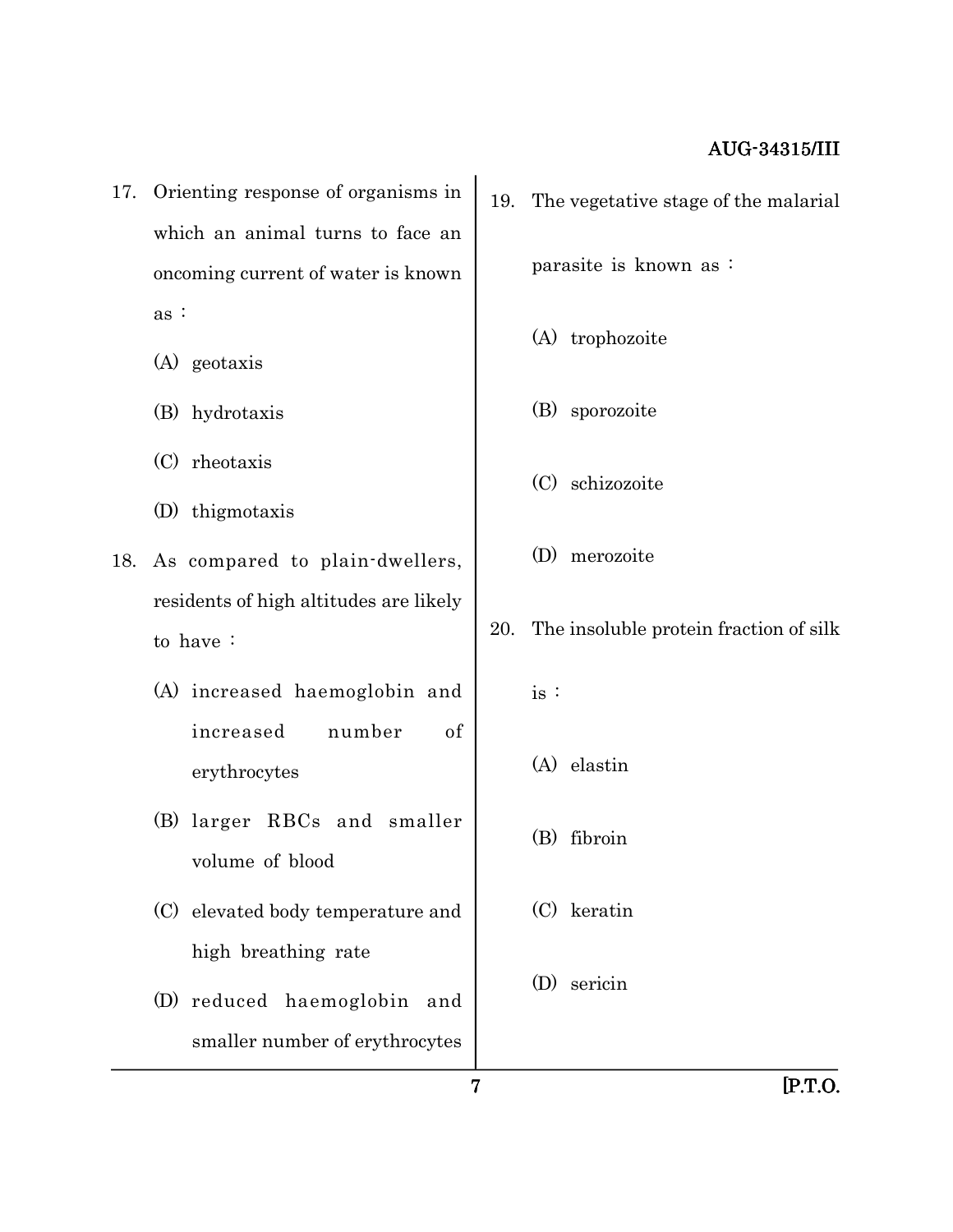17. Orienting response of organisms in which an animal turns to face an oncoming current of water is known as :

    (A) geotaxis

    (B) hydrotaxis

    (C) rheotaxis

    (D) thigmotaxis

18. As compared to plain-dwellers, residents of high altitudes are likely to have :

    (A) increased haemoglobin and increased number of erythrocytes

    (B) larger RBCs and smaller volume of blood

    (C) elevated body temperature and high breathing rate

    (D) reduced haemoglobin and smaller number of erythrocytes

19. The vegetative stage of the malarial parasite is known as :

    (A) trophozoite

    (B) sporozoite

    (C) schizozoite

    (D) merozoite

20. The insoluble protein fraction of silk is :

    (A) elastin

    (B) fibroin

    (C) keratin

    (D) sericin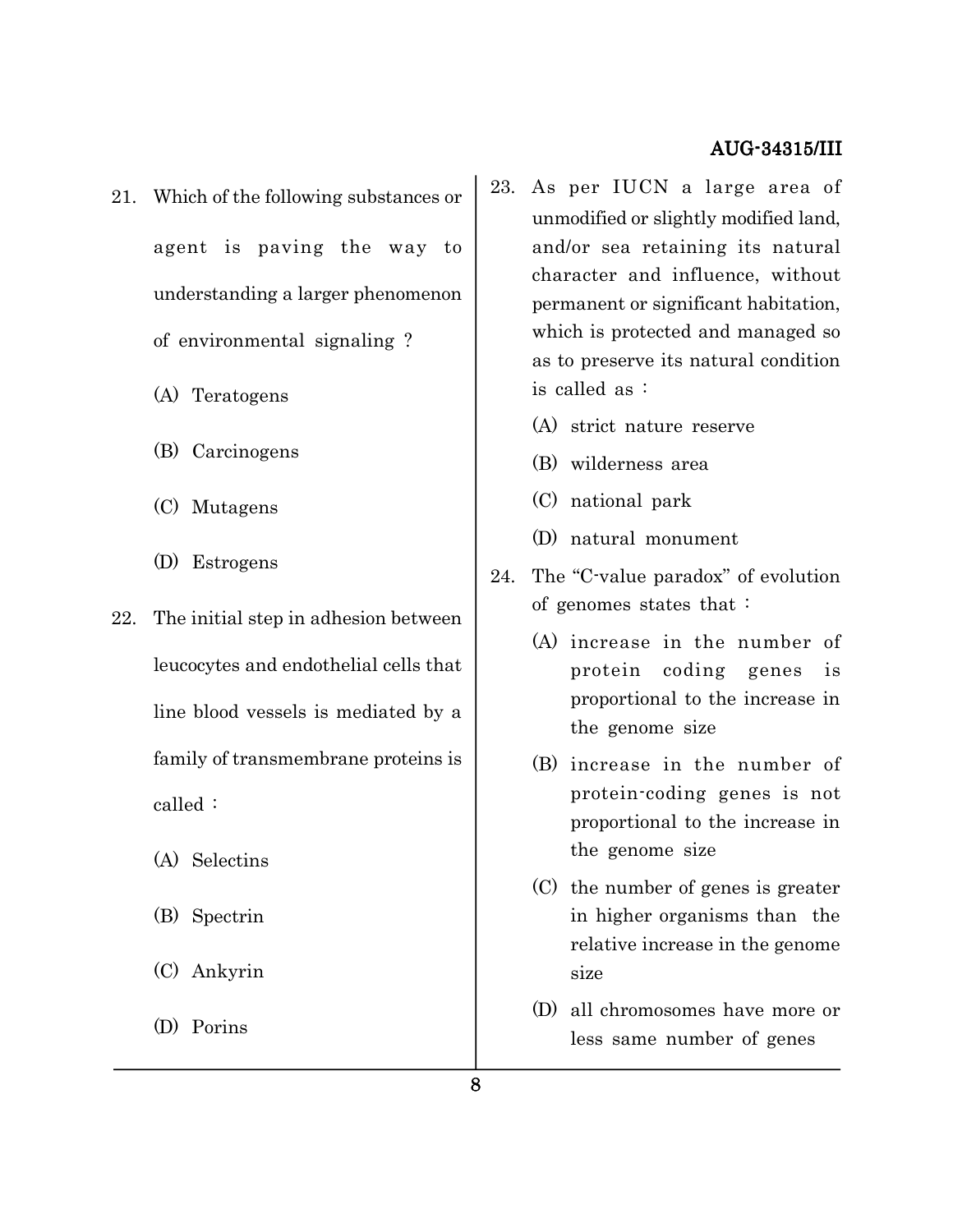21. Which of the following substances or agent is paving the way to understanding a larger phenomenon of environmental signaling ?

    (A) Teratogens

    (B) Carcinogens

    (C) Mutagens

    (D) Estrogens

22. The initial step in adhesion between leucocytes and endothelial cells that line blood vessels is mediated by a family of transmembrane proteins is called :

    (A) Selectins

    (B) Spectrin

    (C) Ankyrin

    (D) Porins

23. As per IUCN a large area of unmodified or slightly modified land, and/or sea retaining its natural character and influence, without permanent or significant habitation, which is protected and managed so as to preserve its natural condition is called as :

    (A) strict nature reserve

    (B) wilderness area

    (C) national park

    (D) natural monument

24. The "C-value paradox" of evolution of genomes states that :

    (A) increase in the number of protein coding genes is proportional to the increase in the genome size

    (B) increase in the number of protein-coding genes is not proportional to the increase in the genome size

    (C) the number of genes is greater in higher organisms than the relative increase in the genome size

    (D) all chromosomes have more or less same number of genes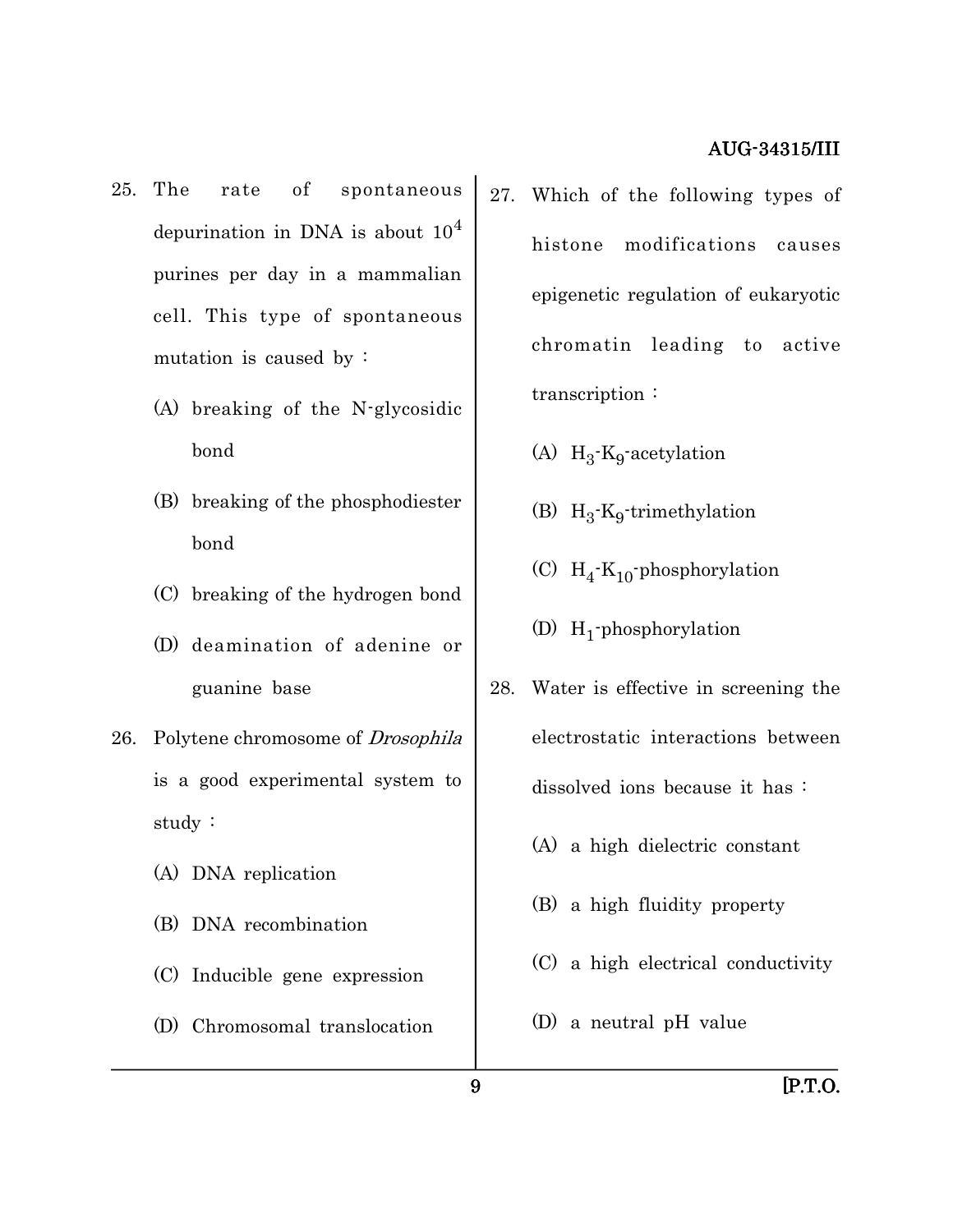25. The rate of spontaneous depurination in DNA is about $10^4$ purines per day in a mammalian cell. This type of spontaneous mutation is caused by :

    (A) breaking of the N-glycosidic bond

    (B) breaking of the phosphodiester bond

    (C) breaking of the hydrogen bond

    (D) deamination of adenine or guanine base

26. Polytene chromosome of *Drosophila* is a good experimental system to study :

    (A) DNA replication

    (B) DNA recombination

    (C) Inducible gene expression

    (D) Chromosomal translocation

27. Which of the following types of histone modifications causes epigenetic regulation of eukaryotic chromatin leading to active transcription :

    (A) $H_3$-$K_9$-acetylation

    (B) $H_3$-$K_9$-trimethylation

    (C) $H_4$-$K_{10}$-phosphorylation

    (D) $H_1$-phosphorylation

28. Water is effective in screening the electrostatic interactions between dissolved ions because it has :

    (A) a high dielectric constant

    (B) a high fluidity property

    (C) a high electrical conductivity

    (D) a neutral pH value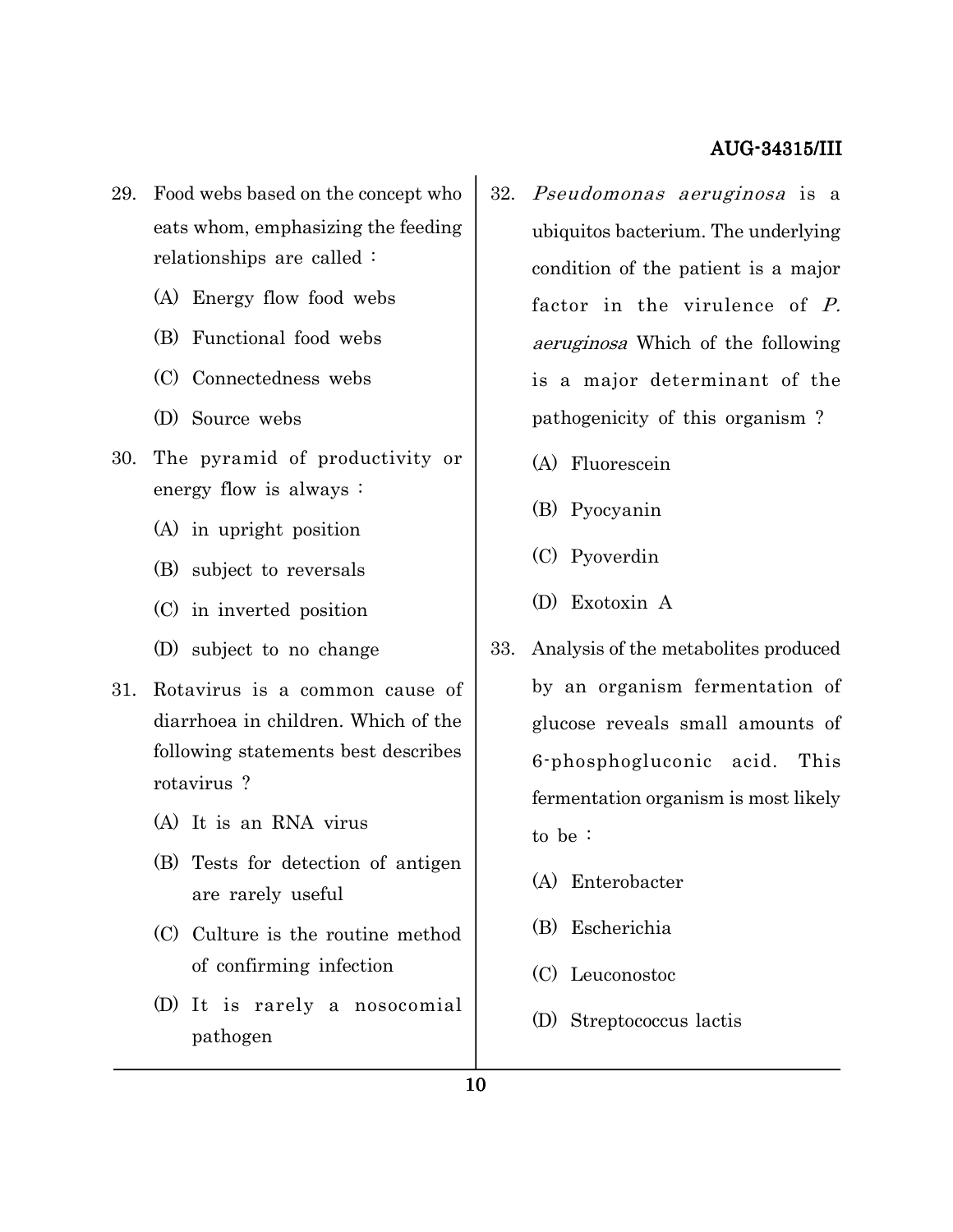29. Food webs based on the concept who eats whom, emphasizing the feeding relationships are called :

    (A) Energy flow food webs

    (B) Functional food webs

    (C) Connectedness webs

    (D) Source webs

30. The pyramid of productivity or energy flow is always :

    (A) in upright position

    (B) subject to reversals

    (C) in inverted position

    (D) subject to no change

31. Rotavirus is a common cause of diarrhoea in children. Which of the following statements best describes rotavirus ?

    (A) It is an RNA virus

    (B) Tests for detection of antigen are rarely useful

    (C) Culture is the routine method of confirming infection

    (D) It is rarely a nosocomial pathogen

32. *Pseudomonas aeruginosa* is a ubiquitos bacterium. The underlying condition of the patient is a major factor in the virulence of *P. aeruginosa* Which of the following is a major determinant of the pathogenicity of this organism ?

    (A) Fluorescein

    (B) Pyocyanin

    (C) Pyoverdin

    (D) Exotoxin A

33. Analysis of the metabolites produced by an organism fermentation of glucose reveals small amounts of 6-phosphogluconic acid. This fermentation organism is most likely to be :

    (A) Enterobacter

    (B) Escherichia

    (C) Leuconostoc

    (D) Streptococcus lactis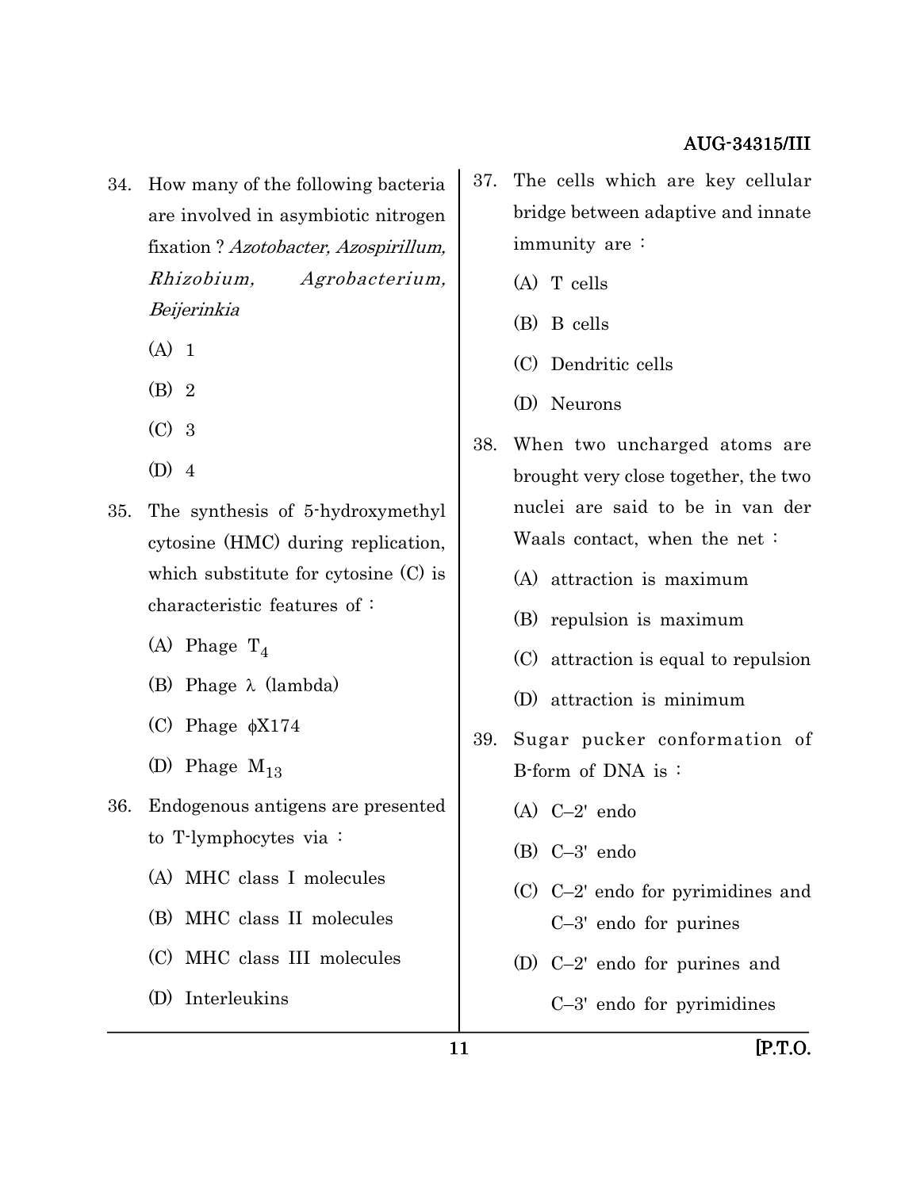34. How many of the following bacteria are involved in asymbiotic nitrogen fixation ? *Azotobacter, Azospirillum, Rhizobium, Agrobacterium, Beijerinkia*

    (A) 1

    (B) 2

    (C) 3

    (D) 4

35. The synthesis of 5-hydroxymethyl cytosine (HMC) during replication, which substitute for cytosine (C) is characteristic features of :

    (A) Phage $T_4$

    (B) Phage $\lambda$ (lambda)

    (C) Phage $\phi$X174

    (D) Phage $M_{13}$

36. Endogenous antigens are presented to T-lymphocytes via :

    (A) MHC class I molecules

    (B) MHC class II molecules

    (C) MHC class III molecules

    (D) Interleukins

37. The cells which are key cellular bridge between adaptive and innate immunity are :

    (A) T cells

    (B) B cells

    (C) Dendritic cells

    (D) Neurons

38. When two uncharged atoms are brought very close together, the two nuclei are said to be in van der Waals contact, when the net :

    (A) attraction is maximum

    (B) repulsion is maximum

    (C) attraction is equal to repulsion

    (D) attraction is minimum

39. Sugar pucker conformation of B-form of DNA is :

    (A) C–2' endo

    (B) C–3' endo

    (C) C–2' endo for pyrimidines and C–3' endo for purines

    (D) C–2' endo for purines and C–3' endo for pyrimidines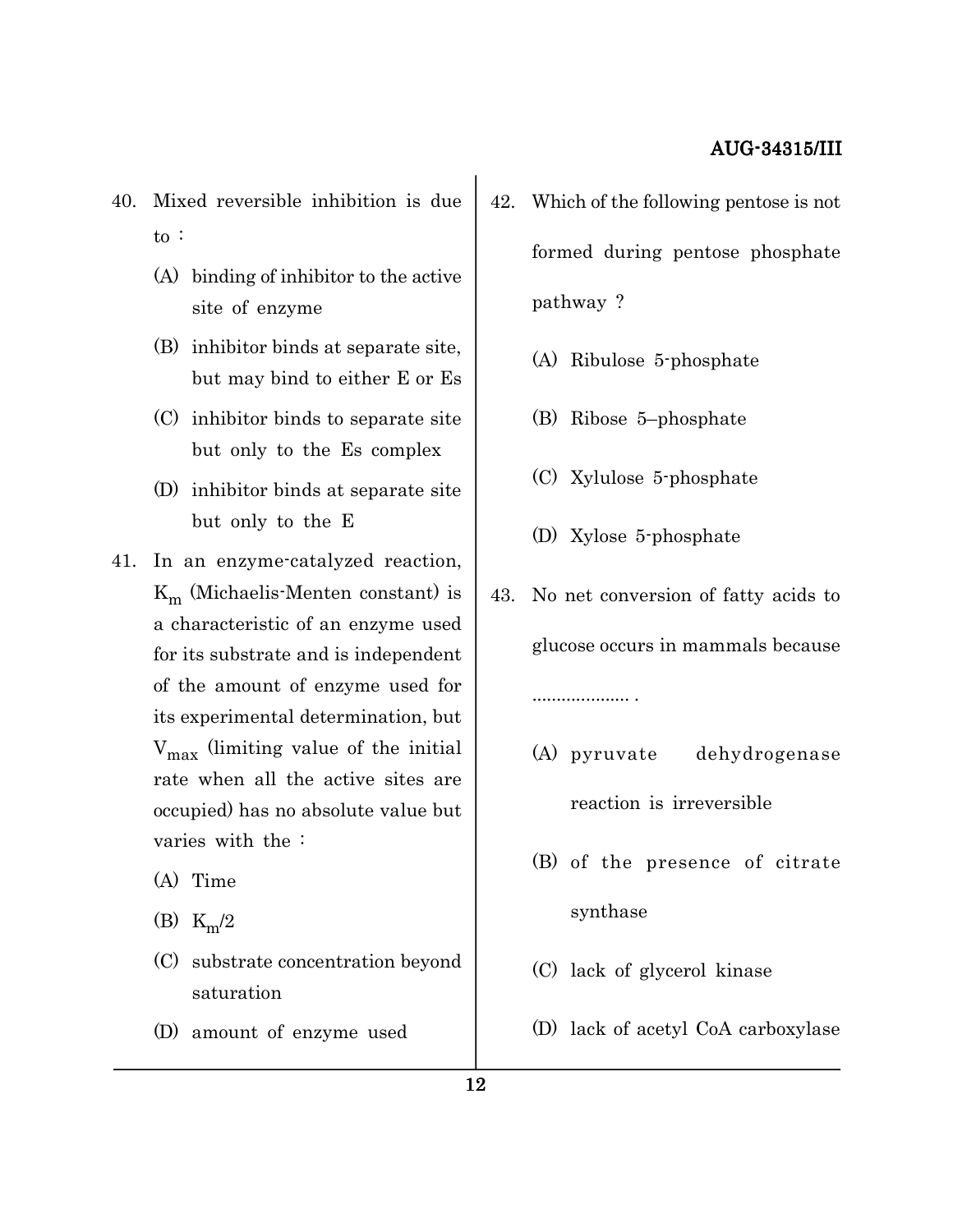40. Mixed reversible inhibition is due to :

    (A) binding of inhibitor to the active site of enzyme

    (B) inhibitor binds at separate site, but may bind to either E or Es

    (C) inhibitor binds to separate site but only to the Es complex

    (D) inhibitor binds at separate site but only to the E

41. In an enzyme-catalyzed reaction, $K_m$ (Michaelis-Menten constant) is a characteristic of an enzyme used for its substrate and is independent of the amount of enzyme used for its experimental determination, but $V_{max}$ (limiting value of the initial rate when all the active sites are occupied) has no absolute value but varies with the :

    (A) Time

    (B) $K_m/2$

    (C) substrate concentration beyond saturation

    (D) amount of enzyme used

42. Which of the following pentose is not formed during pentose phosphate pathway ?

    (A) Ribulose 5-phosphate

    (B) Ribose 5–phosphate

    (C) Xylulose 5-phosphate

    (D) Xylose 5-phosphate

43. No net conversion of fatty acids to glucose occurs in mammals because .................... .

    (A) pyruvate dehydrogenase reaction is irreversible

    (B) of the presence of citrate synthase

    (C) lack of glycerol kinase

    (D) lack of acetyl CoA carboxylase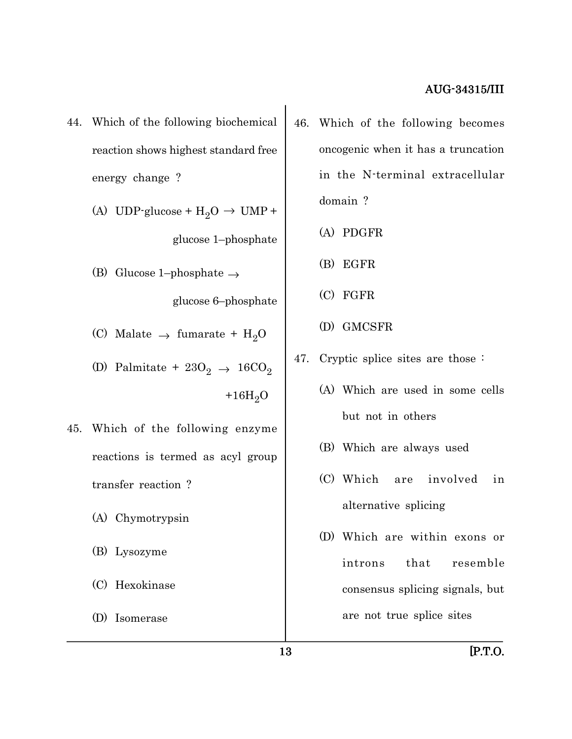44. Which of the following biochemical reaction shows highest standard free energy change ?

    (A) UDP-glucose + $H_2O$ $\rightarrow$ UMP + glucose 1–phosphate

    (B) Glucose 1–phosphate $\rightarrow$ glucose 6–phosphate

    (C) Malate $\rightarrow$ fumarate + $H_2O$

    (D) Palmitate + $23O_2$ $\rightarrow$ $16CO_2$ $+16H_2O$

45. Which of the following enzyme reactions is termed as acyl group transfer reaction ?

    (A) Chymotrypsin

    (B) Lysozyme

    (C) Hexokinase

    (D) Isomerase

46. Which of the following becomes oncogenic when it has a truncation in the N-terminal extracellular domain ?

    (A) PDGFR

    (B) EGFR

    (C) FGFR

    (D) GMCSFR

47. Cryptic splice sites are those :

    (A) Which are used in some cells but not in others

    (B) Which are always used

    (C) Which are involved in alternative splicing

    (D) Which are within exons or introns that resemble consensus splicing signals, but are not true splice sites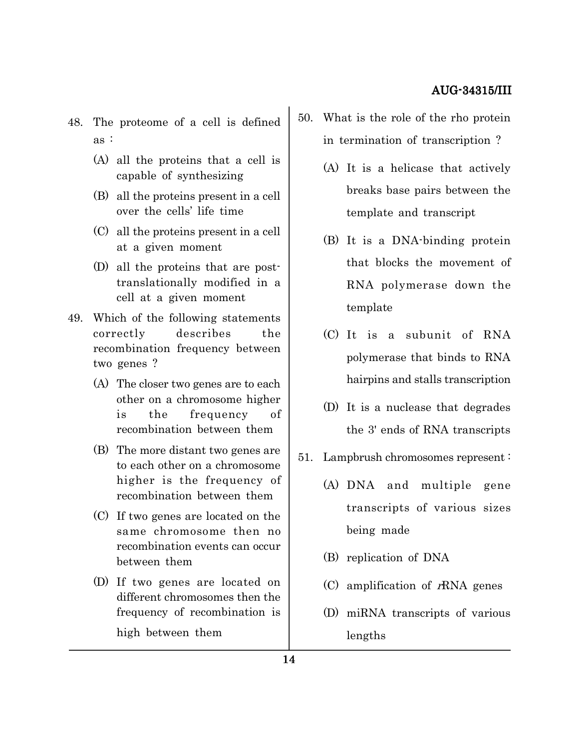48. The proteome of a cell is defined as :

    (A) all the proteins that a cell is capable of synthesizing

    (B) all the proteins present in a cell over the cells' life time

    (C) all the proteins present in a cell at a given moment

    (D) all the proteins that are post-translationally modified in a cell at a given moment

49. Which of the following statements correctly describes the recombination frequency between two genes ?

    (A) The closer two genes are to each other on a chromosome higher is the frequency of recombination between them

    (B) The more distant two genes are to each other on a chromosome higher is the frequency of recombination between them

    (C) If two genes are located on the same chromosome then no recombination events can occur between them

    (D) If two genes are located on different chromosomes then the frequency of recombination is high between them

50. What is the role of the rho protein in termination of transcription ?

    (A) It is a helicase that actively breaks base pairs between the template and transcript

    (B) It is a DNA-binding protein that blocks the movement of RNA polymerase down the template

    (C) It is a subunit of RNA polymerase that binds to RNA hairpins and stalls transcription

    (D) It is a nuclease that degrades the 3' ends of RNA transcripts

51. Lampbrush chromosomes represent :

    (A) DNA and multiple gene transcripts of various sizes being made

    (B) replication of DNA

    (C) amplification of *r*RNA genes

    (D) miRNA transcripts of various lengths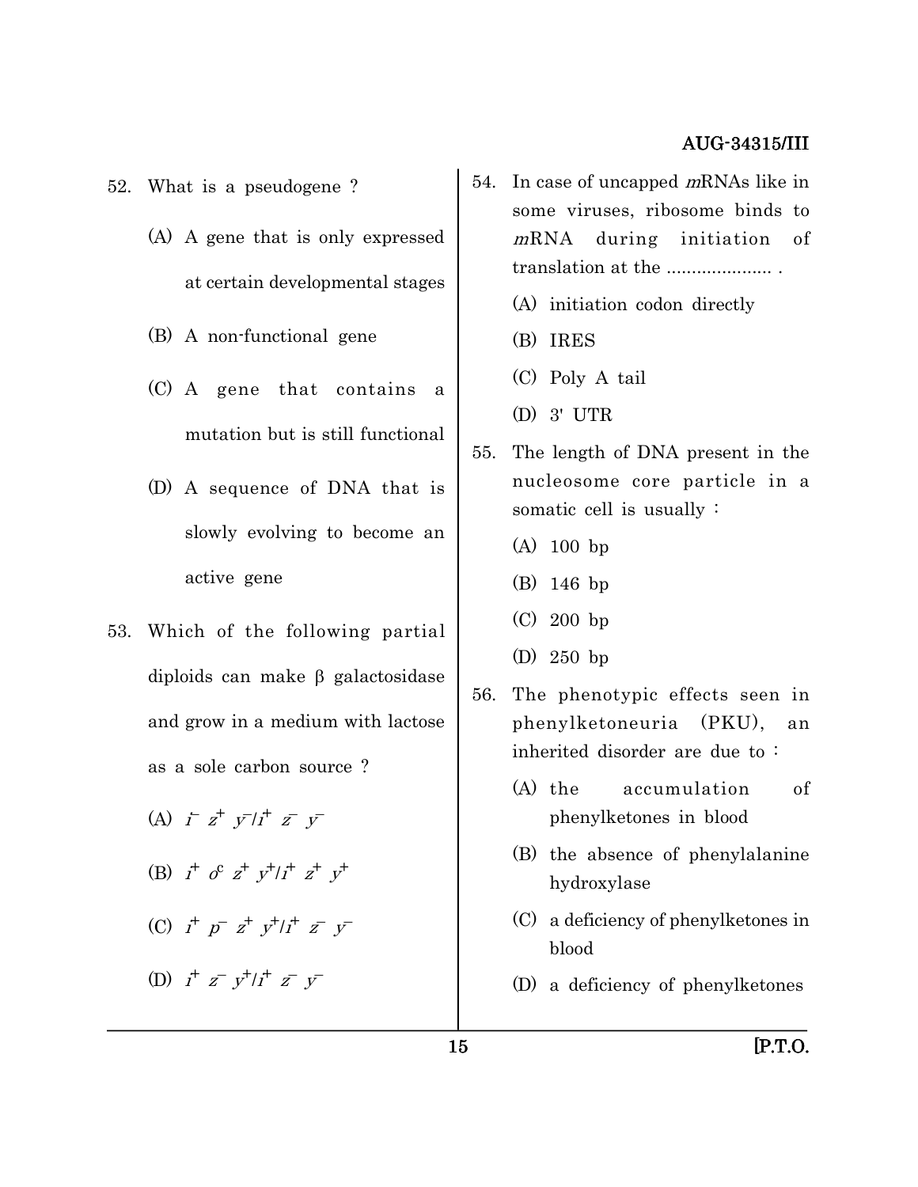52. What is a pseudogene ?

    (A) A gene that is only expressed at certain developmental stages

    (B) A non-functional gene

    (C) A gene that contains a mutation but is still functional

    (D) A sequence of DNA that is slowly evolving to become an active gene

53. Which of the following partial diploids can make β galactosidase and grow in a medium with lactose as a sole carbon source ?

    (A) $i^- z^+ y^- / i^+ z^- y^-$

    (B) $i^+ o^c z^+ y^+ / i^+ z^+ y^+$

    (C) $i^+ p^- z^+ y^+ / i^+ z^- y^-$

    (D) $i^+ z^- y^+ / i^+ z^- y^-$

54. In case of uncapped *m*RNAs like in some viruses, ribosome binds to *m*RNA during initiation of translation at the ..................... .

    (A) initiation codon directly

    (B) IRES

    (C) Poly A tail

    (D) 3' UTR

55. The length of DNA present in the nucleosome core particle in a somatic cell is usually :

    (A) 100 bp

    (B) 146 bp

    (C) 200 bp

    (D) 250 bp

56. The phenotypic effects seen in phenylketoneuria (PKU), an inherited disorder are due to :

    (A) the accumulation of phenylketones in blood

    (B) the absence of phenylalanine hydroxylase

    (C) a deficiency of phenylketones in blood

    (D) a deficiency of phenylketones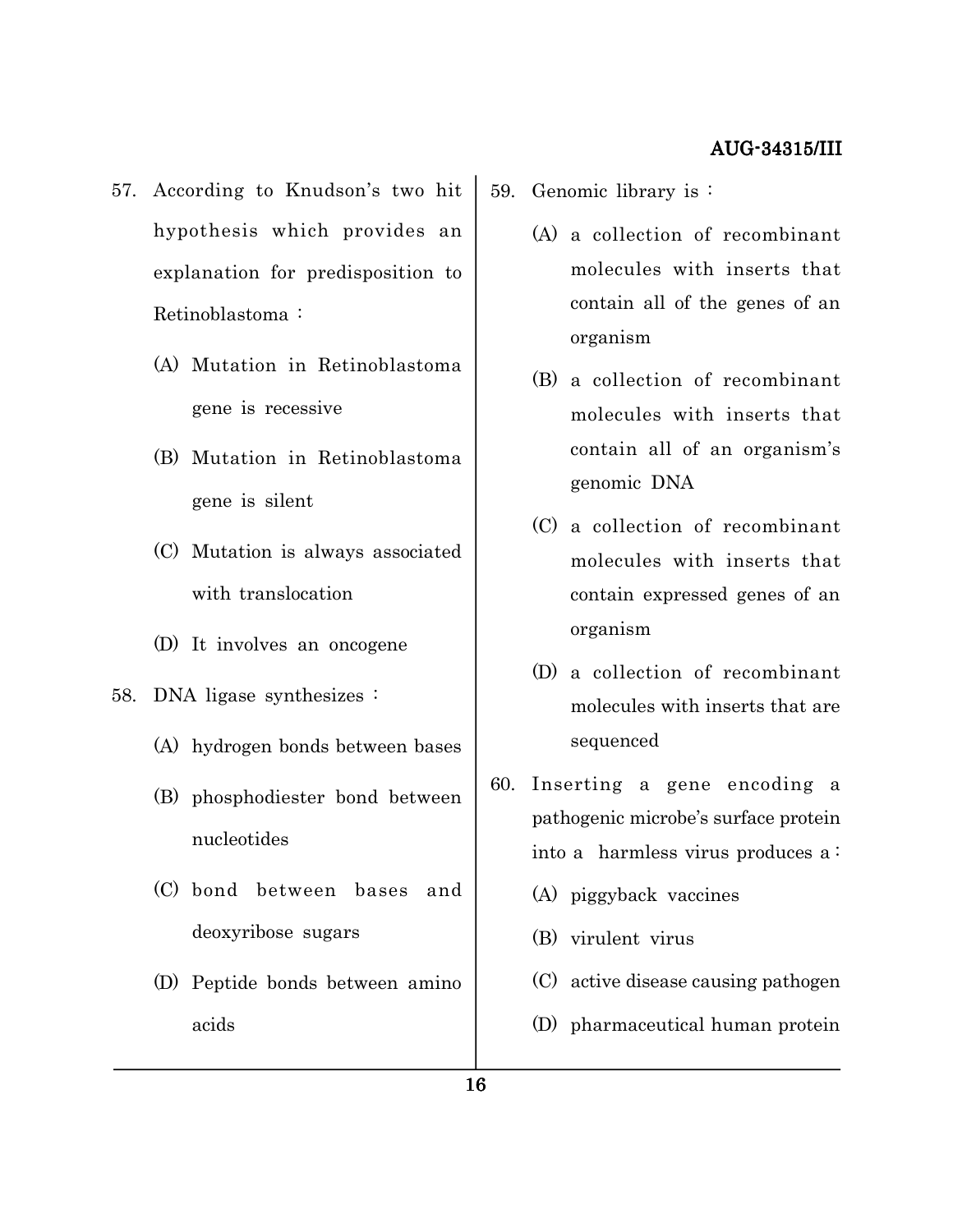57. According to Knudson's two hit hypothesis which provides an explanation for predisposition to Retinoblastoma :

(A) Mutation in Retinoblastoma gene is recessive

(B) Mutation in Retinoblastoma gene is silent

(C) Mutation is always associated with translocation

(D) It involves an oncogene

58. DNA ligase synthesizes :

(A) hydrogen bonds between bases

(B) phosphodiester bond between nucleotides

(C) bond between bases and deoxyribose sugars

(D) Peptide bonds between amino acids

59. Genomic library is :

(A) a collection of recombinant molecules with inserts that contain all of the genes of an organism

(B) a collection of recombinant molecules with inserts that contain all of an organism's genomic DNA

(C) a collection of recombinant molecules with inserts that contain expressed genes of an organism

(D) a collection of recombinant molecules with inserts that are sequenced

60. Inserting a gene encoding a pathogenic microbe's surface protein into a harmless virus produces a :

(A) piggyback vaccines

(B) virulent virus

(C) active disease causing pathogen

(D) pharmaceutical human protein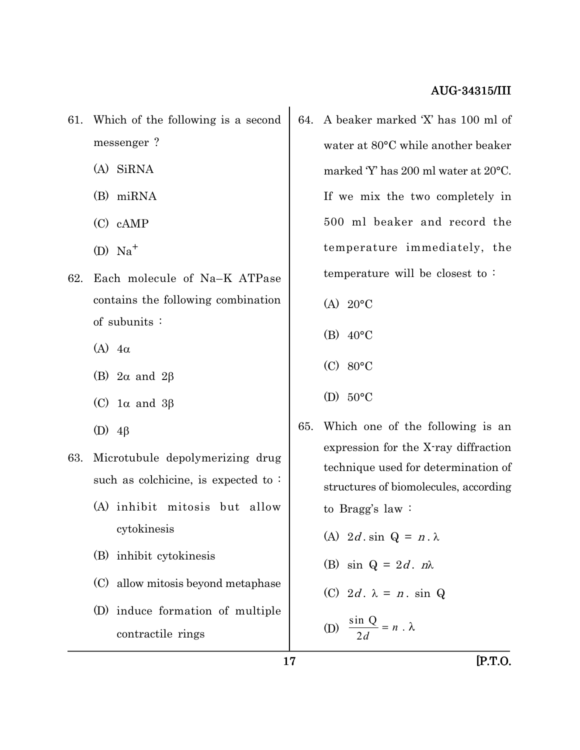61. Which of the following is a second messenger ?

    (A) SiRNA

    (B) miRNA

    (C) cAMP

    (D) $Na^{+}$

62. Each molecule of Na–K ATPase contains the following combination of subunits :

    (A) $4\alpha$

    (B) $2\alpha$ and $2\beta$

    (C) $1\alpha$ and $3\beta$

    (D) $4\beta$

63. Microtubule depolymerizing drug such as colchicine, is expected to :

    (A) inhibit mitosis but allow cytokinesis

    (B) inhibit cytokinesis

    (C) allow mitosis beyond metaphase

    (D) induce formation of multiple contractile rings

64. A beaker marked 'X' has 100 ml of water at 80°C while another beaker marked 'Y' has 200 ml water at 20°C. If we mix the two completely in 500 ml beaker and record the temperature immediately, the temperature will be closest to :

    (A) 20°C

    (B) 40°C

    (C) 80°C

    (D) 50°C

65. Which one of the following is an expression for the X-ray diffraction technique used for determination of structures of biomolecules, according to Bragg's law :

    (A) $2d . \sin Q = n . \lambda$

    (B) $\sin Q = 2d . n\lambda$

    (C) $2d . \lambda = n . \sin Q$

    (D) $\dfrac{\sin Q}{2d} = n . \lambda$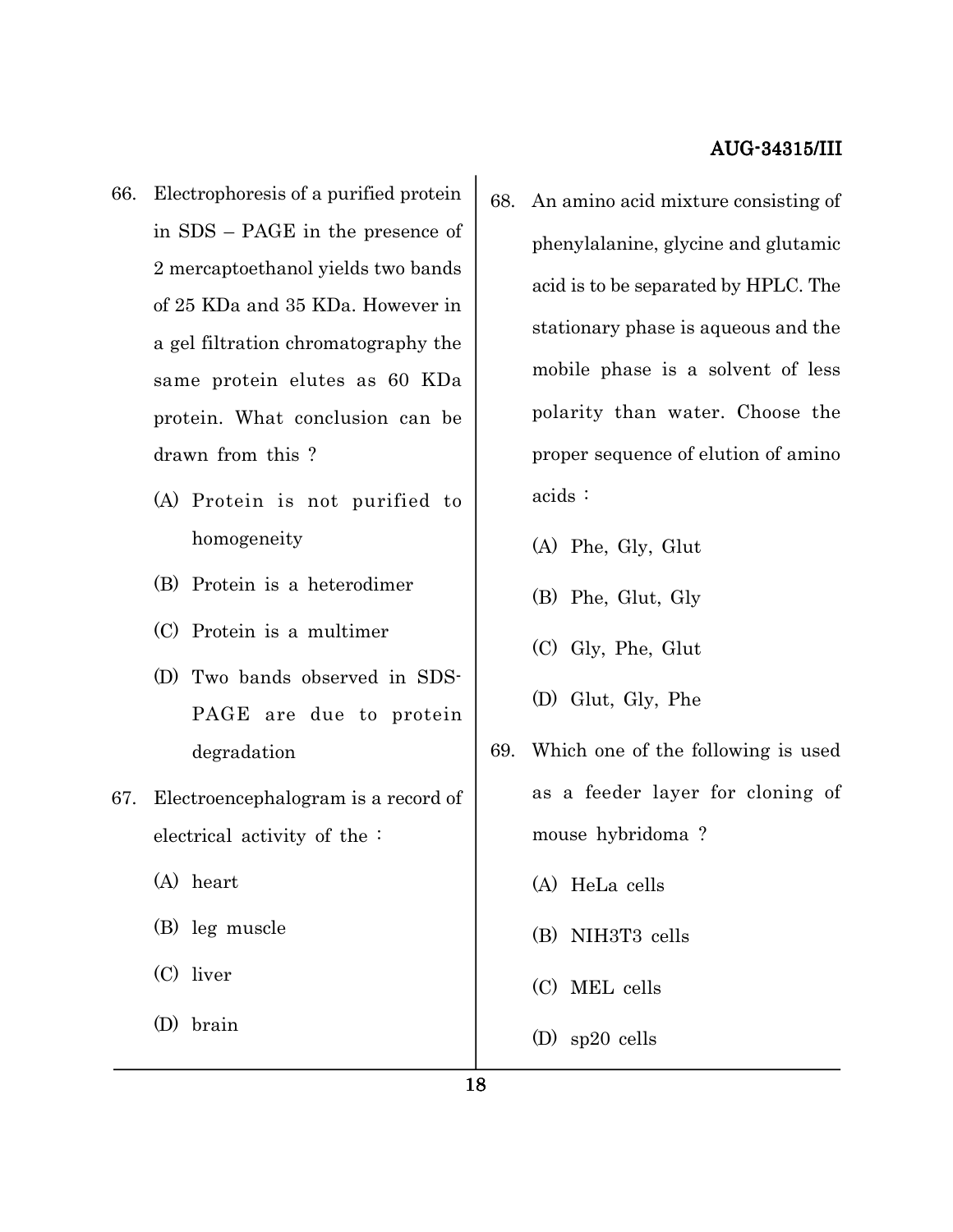66. Electrophoresis of a purified protein in SDS – PAGE in the presence of 2 mercaptoethanol yields two bands of 25 KDa and 35 KDa. However in a gel filtration chromatography the same protein elutes as 60 KDa protein. What conclusion can be drawn from this ?

    (A) Protein is not purified to homogeneity

    (B) Protein is a heterodimer

    (C) Protein is a multimer

    (D) Two bands observed in SDS-PAGE are due to protein degradation

67. Electroencephalogram is a record of electrical activity of the :

    (A) heart

    (B) leg muscle

    (C) liver

    (D) brain

68. An amino acid mixture consisting of phenylalanine, glycine and glutamic acid is to be separated by HPLC. The stationary phase is aqueous and the mobile phase is a solvent of less polarity than water. Choose the proper sequence of elution of amino acids :

    (A) Phe, Gly, Glut

    (B) Phe, Glut, Gly

    (C) Gly, Phe, Glut

    (D) Glut, Gly, Phe

69. Which one of the following is used as a feeder layer for cloning of mouse hybridoma ?

    (A) HeLa cells

    (B) NIH3T3 cells

    (C) MEL cells

    (D) sp20 cells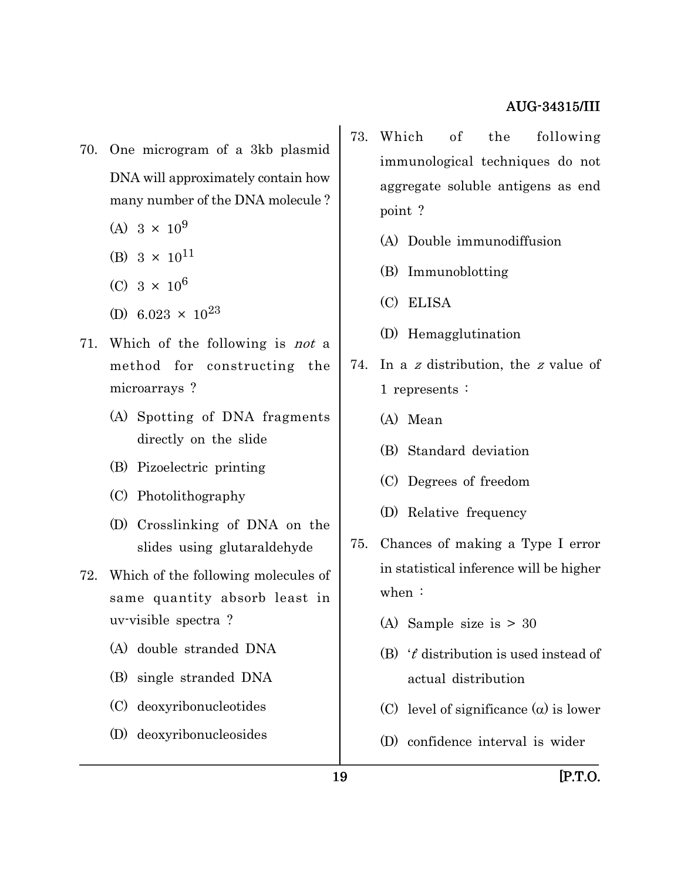70. One microgram of a 3kb plasmid DNA will approximately contain how many number of the DNA molecule ?

(A) $3 \times 10^{9}$

(B) $3 \times 10^{11}$

(C) $3 \times 10^{6}$

(D) $6.023 \times 10^{23}$

71. Which of the following is *not* a method for constructing the microarrays ?

(A) Spotting of DNA fragments directly on the slide

(B) Pizoelectric printing

(C) Photolithography

(D) Crosslinking of DNA on the slides using glutaraldehyde

72. Which of the following molecules of same quantity absorb least in uv-visible spectra ?

(A) double stranded DNA

(B) single stranded DNA

(C) deoxyribonucleotides

(D) deoxyribonucleosides

73. Which of the following immunological techniques do not aggregate soluble antigens as end point ?

(A) Double immunodiffusion

(B) Immunoblotting

(C) ELISA

(D) Hemagglutination

74. In a $z$ distribution, the $z$ value of 1 represents :

(A) Mean

(B) Standard deviation

(C) Degrees of freedom

(D) Relative frequency

75. Chances of making a Type I error in statistical inference will be higher when :

(A) Sample size is > 30

(B) '$t$' distribution is used instead of actual distribution

(C) level of significance ($\alpha$) is lower

(D) confidence interval is wider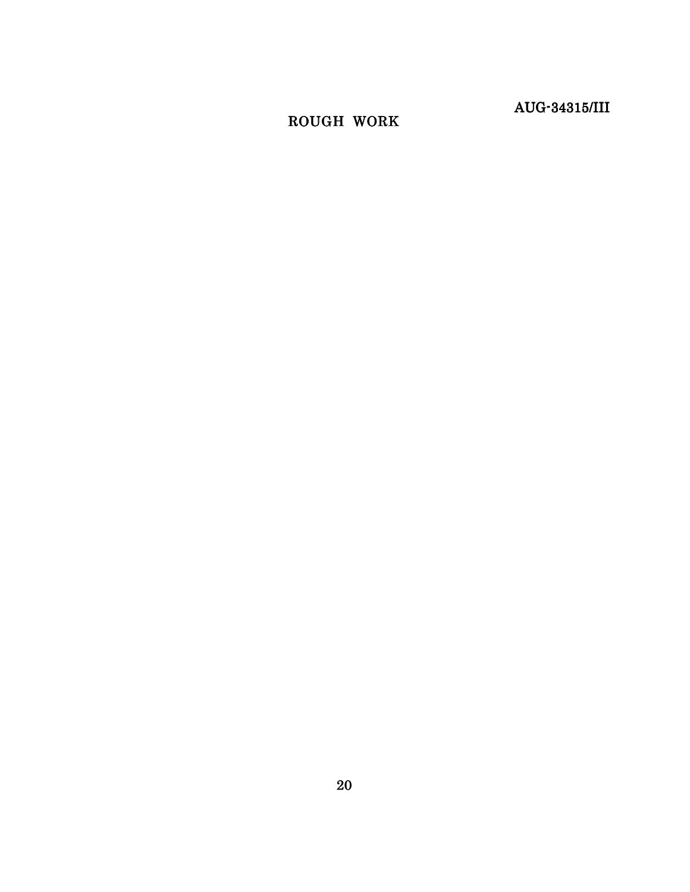ROUGH WORK